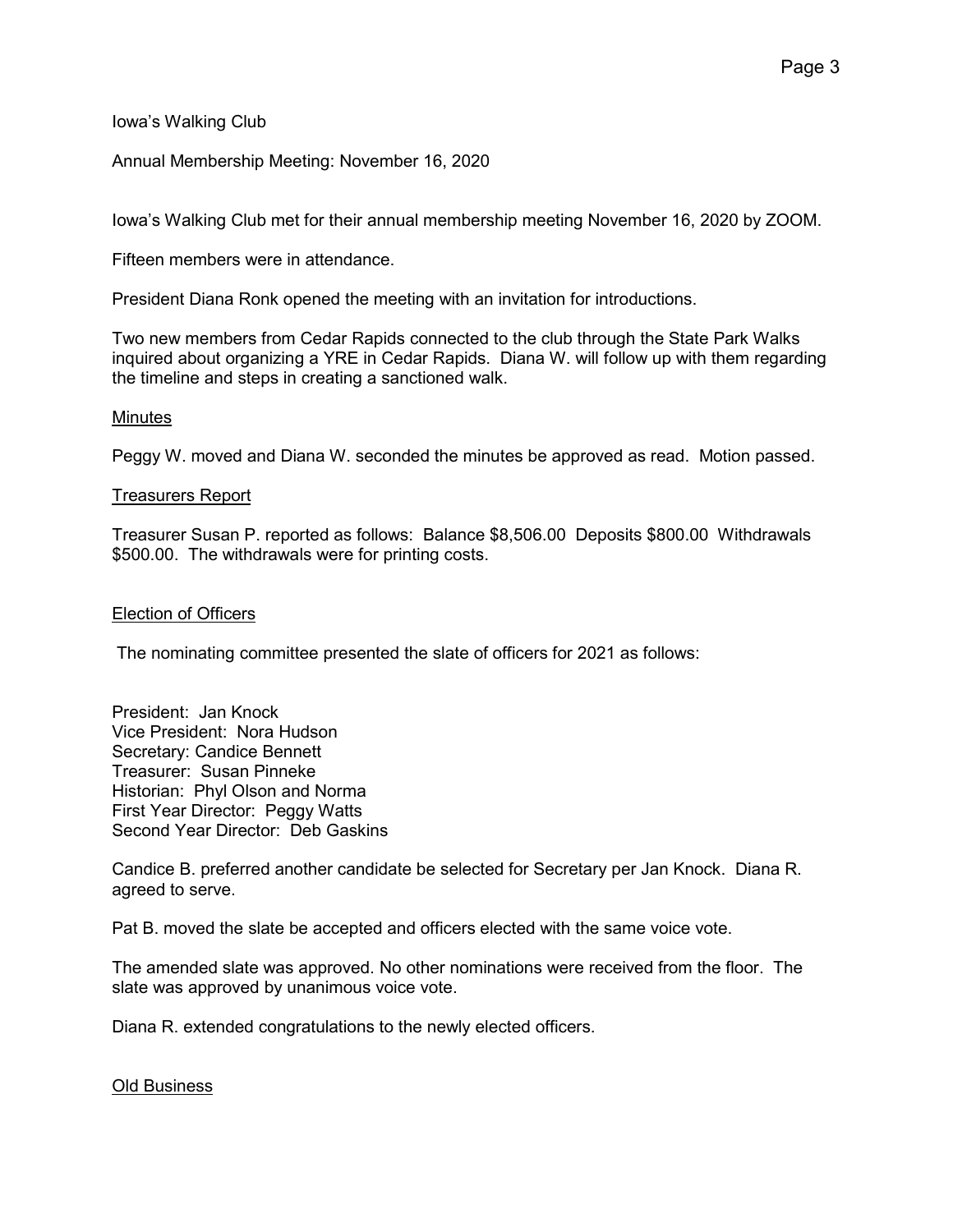Iowa's Walking Club

Annual Membership Meeting: November 16, 2020

Iowa's Walking Club met for their annual membership meeting November 16, 2020 by ZOOM.

Fifteen members were in attendance.

President Diana Ronk opened the meeting with an invitation for introductions.

Two new members from Cedar Rapids connected to the club through the State Park Walks inquired about organizing a YRE in Cedar Rapids. Diana W. will follow up with them regarding the timeline and steps in creating a sanctioned walk.

## Minutes

Peggy W. moved and Diana W. seconded the minutes be approved as read. Motion passed.

## Treasurers Report

Treasurer Susan P. reported as follows: Balance $8,506.00 Deposits $800.00 Withdrawals $500.00. The withdrawals were for printing costs.

## Election of Officers

The nominating committee presented the slate of officers for 2021 as follows:

President: Jan Knock
Vice President: Nora Hudson
Secretary: Candice Bennett
Treasurer: Susan Pinneke
Historian: Phyl Olson and Norma
First Year Director: Peggy Watts
Second Year Director: Deb Gaskins

Candice B. preferred another candidate be selected for Secretary per Jan Knock. Diana R. agreed to serve.

Pat B. moved the slate be accepted and officers elected with the same voice vote.

The amended slate was approved. No other nominations were received from the floor. The slate was approved by unanimous voice vote.

Diana R. extended congratulations to the newly elected officers.

## Old Business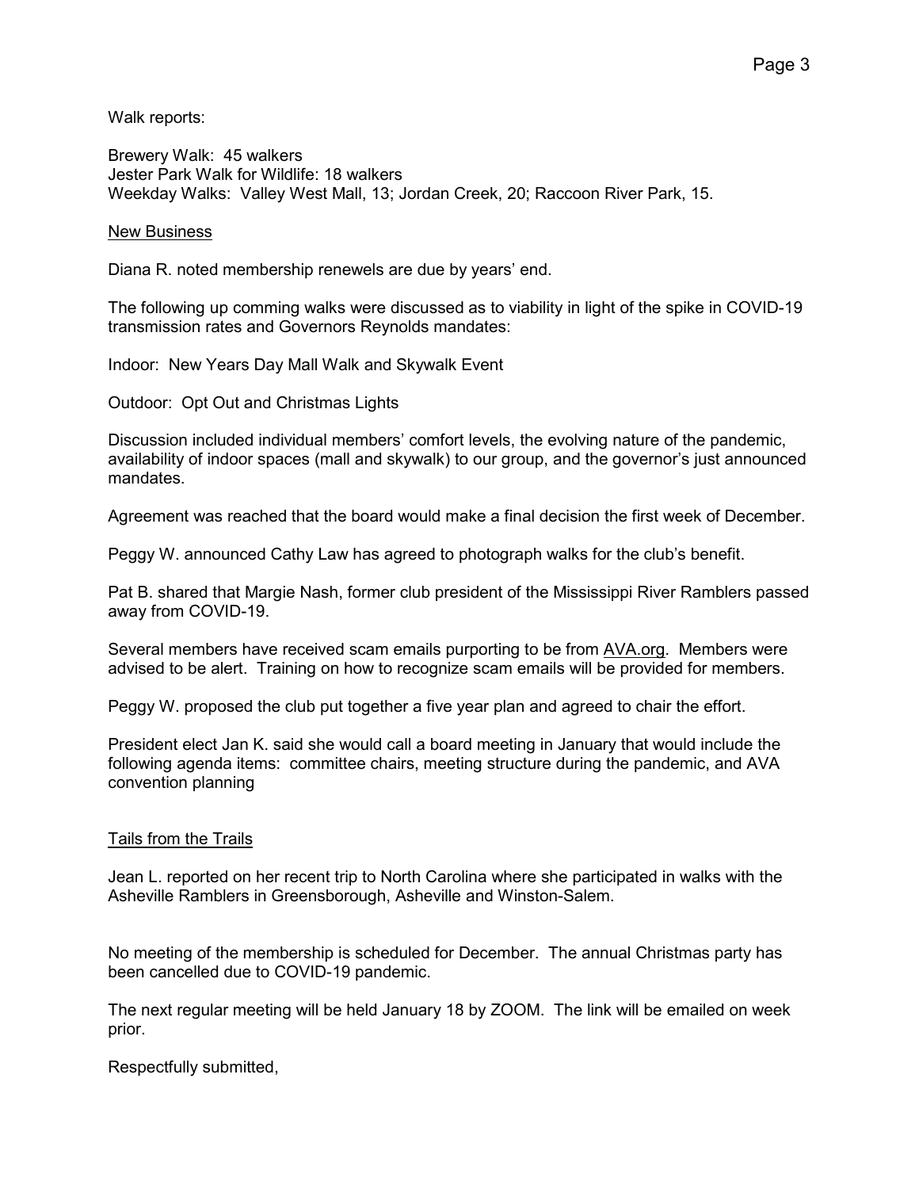Walk reports:

Brewery Walk: 45 walkers
Jester Park Walk for Wildlife: 18 walkers
Weekday Walks: Valley West Mall, 13; Jordan Creek, 20; Raccoon River Park, 15.

<u>New Business</u>

Diana R. noted membership renewels are due by years' end.

The following up comming walks were discussed as to viability in light of the spike in COVID-19 transmission rates and Governors Reynolds mandates:

Indoor: New Years Day Mall Walk and Skywalk Event

Outdoor: Opt Out and Christmas Lights

Discussion included individual members' comfort levels, the evolving nature of the pandemic, availability of indoor spaces (mall and skywalk) to our group, and the governor's just announced mandates.

Agreement was reached that the board would make a final decision the first week of December.

Peggy W. announced Cathy Law has agreed to photograph walks for the club's benefit.

Pat B. shared that Margie Nash, former club president of the Mississippi River Ramblers passed away from COVID-19.

Several members have received scam emails purporting to be from AVA.org. Members were advised to be alert. Training on how to recognize scam emails will be provided for members.

Peggy W. proposed the club put together a five year plan and agreed to chair the effort.

President elect Jan K. said she would call a board meeting in January that would include the following agenda items: committee chairs, meeting structure during the pandemic, and AVA convention planning

<u>Tails from the Trails</u>

Jean L. reported on her recent trip to North Carolina where she participated in walks with the Asheville Ramblers in Greensborough, Asheville and Winston-Salem.

No meeting of the membership is scheduled for December. The annual Christmas party has been cancelled due to COVID-19 pandemic.

The next regular meeting will be held January 18 by ZOOM. The link will be emailed on week prior.

Respectfully submitted,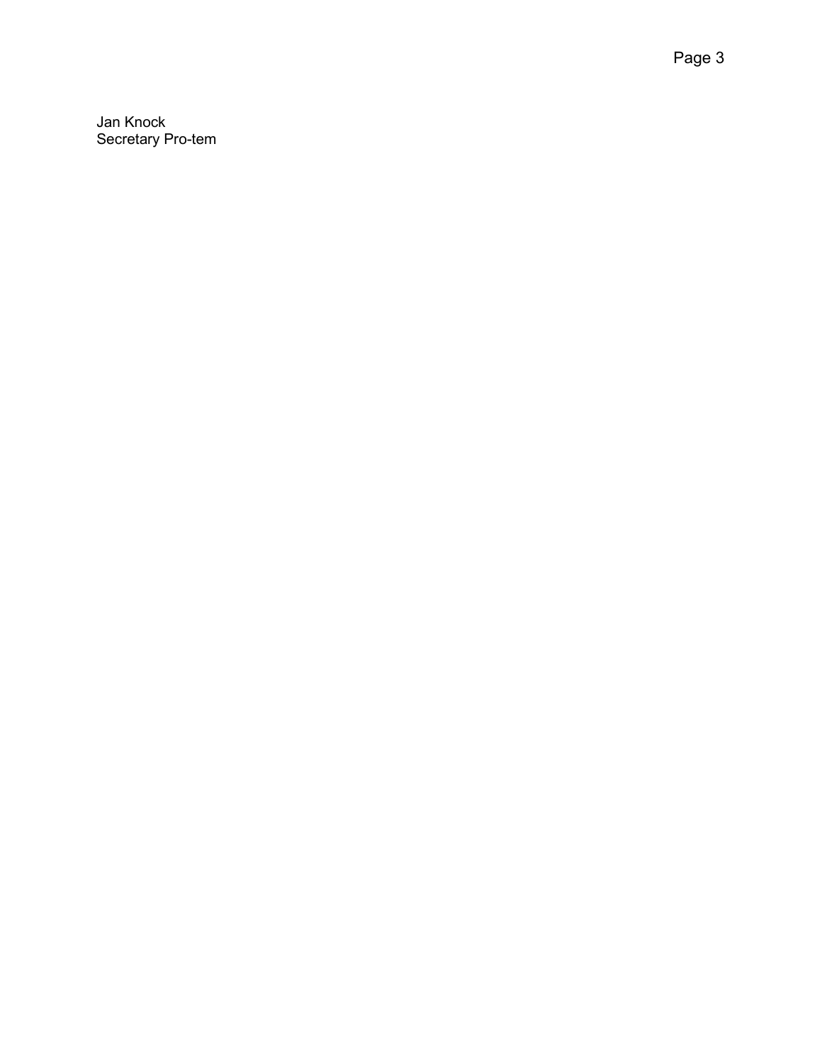Jan Knock
Secretary Pro-tem